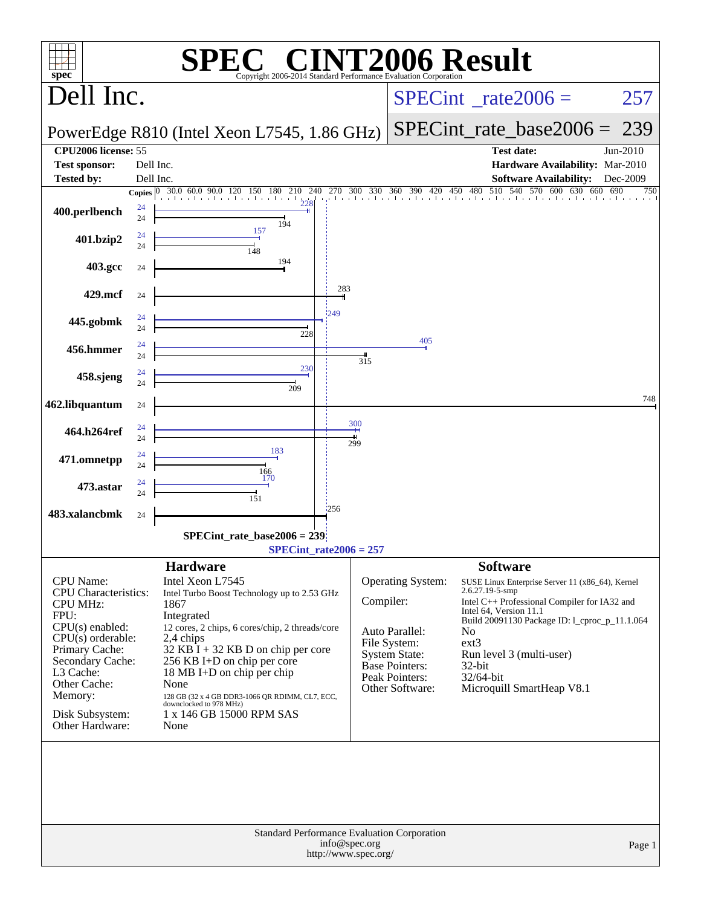# SPEC CINT2006 Result

Copyright 2006-2014 Standard Performance Evaluation Corporation

## Dell Inc.

**PowerEdge R810 (Intel Xeon L7545, 1.86 GHz)**

SPECint_rate2006 = 257

SPECint_rate_base2006 = 239

| | | | |
|---|---|---|---|
| **CPU2006 license:** | 55 | **Test date:** | Jun-2010 |
| **Test sponsor:** | Dell Inc. | **Hardware Availability:** | Mar-2010 |
| **Tested by:** | Dell Inc. | **Software Availability:** | Dec-2009 |

| Benchmark | Copies (peak) | Peak | Copies (base) | Base |
|---|---|---|---|---|
| 400.perlbench | 24 | 228 | 24 | 194 |
| 401.bzip2 | 24 | 157 | 24 | 148 |
| 403.gcc | | | 24 | 194 |
| 429.mcf | | | 24 | 283 |
| 445.gobmk | 24 | 249 | 24 | 228 |
| 456.hmmer | 24 | 405 | 24 | 315 |
| 458.sjeng | 24 | 230 | 24 | 209 |
| 462.libquantum | | | 24 | 748 |
| 464.h264ref | 24 | 300 | 24 | 299 |
| 471.omnetpp | 24 | 183 | 24 | 166 |
| 473.astar | 24 | 170 | 24 | 151 |
| 483.xalancbmk | | | 24 | 256 |

SPECint_rate_base2006 = 239

SPECint_rate2006 = 257

### Hardware

| | |
|---|---|
| CPU Name: | Intel Xeon L7545 |
| CPU Characteristics: | Intel Turbo Boost Technology up to 2.53 GHz |
| CPU MHz: | 1867 |
| FPU: | Integrated |
| CPU(s) enabled: | 12 cores, 2 chips, 6 cores/chip, 2 threads/core |
| CPU(s) orderable: | 2,4 chips |
| Primary Cache: | 32 KB I + 32 KB D on chip per core |
| Secondary Cache: | 256 KB I+D on chip per core |
| L3 Cache: | 18 MB I+D on chip per chip |
| Other Cache: | None |
| Memory: | 128 GB (32 x 4 GB DDR3-1066 QR RDIMM, CL7, ECC, downclocked to 978 MHz) |
| Disk Subsystem: | 1 x 146 GB 15000 RPM SAS |
| Other Hardware: | None |

### Software

| | |
|---|---|
| Operating System: | SUSE Linux Enterprise Server 11 (x86_64), Kernel 2.6.27.19-5-smp |
| Compiler: | Intel C++ Professional Compiler for IA32 and Intel 64, Version 11.1 Build 20091130 Package ID: l_cproc_p_11.1.064 |
| Auto Parallel: | No |
| File System: | ext3 |
| System State: | Run level 3 (multi-user) |
| Base Pointers: | 32-bit |
| Peak Pointers: | 32/64-bit |
| Other Software: | Microquill SmartHeap V8.1 |

Standard Performance Evaluation Corporation
info@spec.org
http://www.spec.org/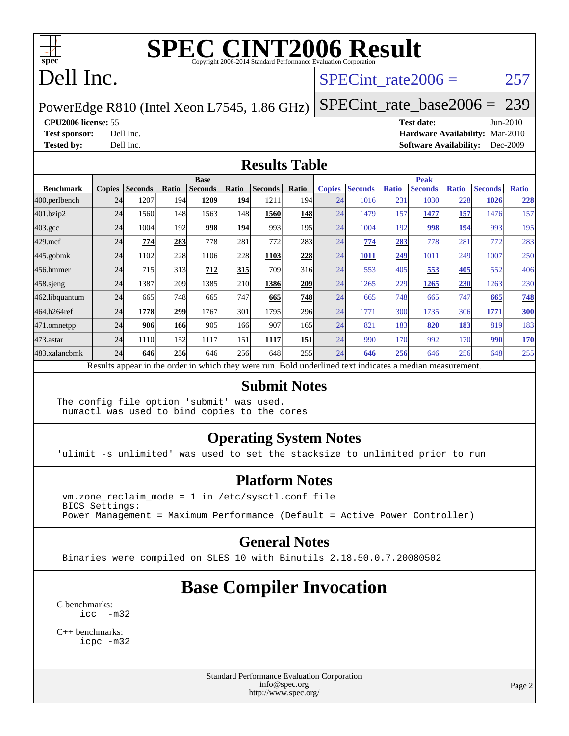# SPEC CINT2006 Result

Copyright 2006-2014 Standard Performance Evaluation Corporation

# Dell Inc.

PowerEdge R810 (Intel Xeon L7545, 1.86 GHz)

SPECint_rate2006 = 257

SPECint_rate_base2006 = 239

**CPU2006 license:** 55
**Test sponsor:** Dell Inc.
**Tested by:** Dell Inc.

**Test date:** Jun-2010
**Hardware Availability:** Mar-2010
**Software Availability:** Dec-2009

## Results Table

| Benchmark | Base | | | | | | | Peak | | | | | | |
|---|---|---|---|---|---|---|---|---|---|---|---|---|---|---|
| | Copies | Seconds | Ratio | Seconds | Ratio | Seconds | Ratio | Copies | Seconds | Ratio | Seconds | Ratio | Seconds | Ratio |
| 400.perlbench | 24 | 1207 | 194 | **1209** | **194** | 1211 | 194 | 24 | 1016 | 231 | 1030 | 228 | **1026** | **228** |
| 401.bzip2 | 24 | 1560 | 148 | 1563 | 148 | **1560** | **148** | 24 | 1479 | 157 | **1477** | **157** | 1476 | 157 |
| 403.gcc | 24 | 1004 | 192 | **998** | **194** | 993 | 195 | 24 | 1004 | 192 | **998** | **194** | 993 | 195 |
| 429.mcf | 24 | **774** | **283** | 778 | 281 | 772 | 283 | 24 | **774** | **283** | 778 | 281 | 772 | 283 |
| 445.gobmk | 24 | 1102 | 228 | 1106 | 228 | **1103** | **228** | 24 | **1011** | **249** | 1011 | 249 | 1007 | 250 |
| 456.hmmer | 24 | 715 | 313 | **712** | **315** | 709 | 316 | 24 | 553 | 405 | **553** | **405** | 552 | 406 |
| 458.sjeng | 24 | 1387 | 209 | 1385 | 210 | **1386** | **209** | 24 | 1265 | 229 | **1265** | **230** | 1263 | 230 |
| 462.libquantum | 24 | 665 | 748 | 665 | 747 | **665** | **748** | 24 | 665 | 748 | 665 | 747 | **665** | **748** |
| 464.h264ref | 24 | **1778** | **299** | 1767 | 301 | 1795 | 296 | 24 | 1771 | 300 | 1735 | 306 | **1771** | **300** |
| 471.omnetpp | 24 | **906** | **166** | 905 | 166 | 907 | 165 | 24 | 821 | 183 | **820** | **183** | 819 | 183 |
| 473.astar | 24 | 1110 | 152 | 1117 | 151 | **1117** | **151** | 24 | 990 | 170 | 992 | 170 | **990** | **170** |
| 483.xalancbmk | 24 | **646** | **256** | 646 | 256 | 648 | 255 | 24 | **646** | **256** | 646 | 256 | 648 | 255 |

Results appear in the order in which they were run. Bold underlined text indicates a median measurement.

## Submit Notes

```
The config file option 'submit' was used.
 numactl was used to bind copies to the cores
```

## Operating System Notes

```
'ulimit -s unlimited' was used to set the stacksize to unlimited prior to run
```

## Platform Notes

```
vm.zone_reclaim_mode = 1 in /etc/sysctl.conf file
BIOS Settings:
Power Management = Maximum Performance (Default = Active Power Controller)
```

## General Notes

```
Binaries were compiled on SLES 10 with Binutils 2.18.50.0.7.20080502
```

# Base Compiler Invocation

C benchmarks:
```
icc  -m32
```

C++ benchmarks:
```
icpc -m32
```

Standard Performance Evaluation Corporation
info@spec.org
http://www.spec.org/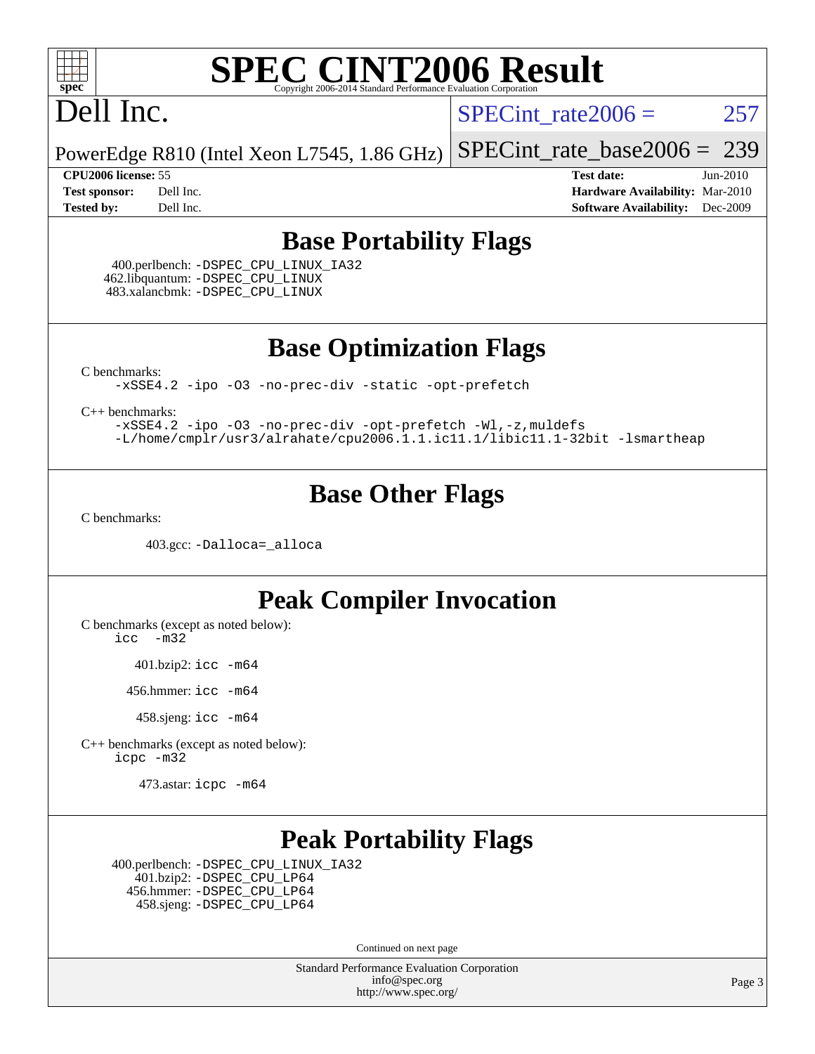# SPEC CINT2006 Result

Copyright 2006-2014 Standard Performance Evaluation Corporation

**Dell Inc.**

PowerEdge R810 (Intel Xeon L7545, 1.86 GHz)

SPECint_rate2006 = 257

SPECint_rate_base2006 = 239

| | | | |
|---|---|---|---|
| **CPU2006 license:** | 55 | **Test date:** | Jun-2010 |
| **Test sponsor:** | Dell Inc. | **Hardware Availability:** | Mar-2010 |
| **Tested by:** | Dell Inc. | **Software Availability:** | Dec-2009 |

## Base Portability Flags

400.perlbench: -DSPEC_CPU_LINUX_IA32
462.libquantum: -DSPEC_CPU_LINUX
483.xalancbmk: -DSPEC_CPU_LINUX

## Base Optimization Flags

C benchmarks:
-xSSE4.2 -ipo -O3 -no-prec-div -static -opt-prefetch

C++ benchmarks:
-xSSE4.2 -ipo -O3 -no-prec-div -opt-prefetch -Wl,-z,muldefs
-L/home/cmplr/usr3/alrahate/cpu2006.1.1.ic11.1/libic11.1-32bit -lsmartheap

## Base Other Flags

C benchmarks:

403.gcc: -Dalloca=_alloca

## Peak Compiler Invocation

C benchmarks (except as noted below):
icc -m32

401.bzip2: icc -m64

456.hmmer: icc -m64

458.sjeng: icc -m64

C++ benchmarks (except as noted below):
icpc -m32

473.astar: icpc -m64

## Peak Portability Flags

400.perlbench: -DSPEC_CPU_LINUX_IA32
401.bzip2: -DSPEC_CPU_LP64
456.hmmer: -DSPEC_CPU_LP64
458.sjeng: -DSPEC_CPU_LP64

Continued on next page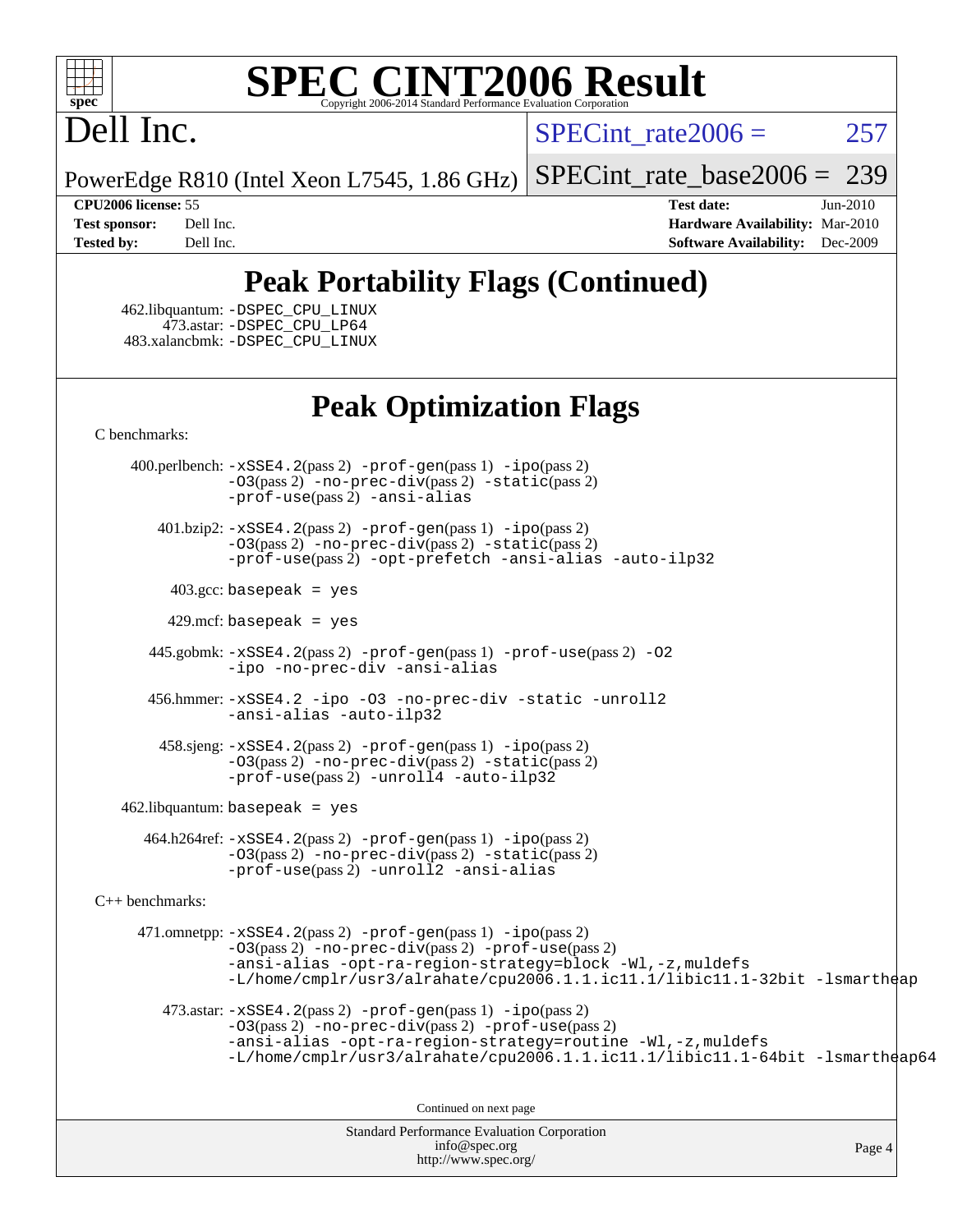# SPEC CINT2006 Result

Copyright 2006-2014 Standard Performance Evaluation Corporation

# Dell Inc.

PowerEdge R810 (Intel Xeon L7545, 1.86 GHz)

SPECint_rate2006 = 257

SPECint_rate_base2006 = 239

**CPU2006 license:** 55
**Test sponsor:** Dell Inc.
**Tested by:** Dell Inc.

**Test date:** Jun-2010
**Hardware Availability:** Mar-2010
**Software Availability:** Dec-2009

## Peak Portability Flags (Continued)

462.libquantum: -DSPEC_CPU_LINUX
473.astar: -DSPEC_CPU_LP64
483.xalancbmk: -DSPEC_CPU_LINUX

## Peak Optimization Flags

C benchmarks:

400.perlbench: -xSSE4.2(pass 2) -prof-gen(pass 1) -ipo(pass 2) -O3(pass 2) -no-prec-div(pass 2) -static(pass 2) -prof-use(pass 2) -ansi-alias

401.bzip2: -xSSE4.2(pass 2) -prof-gen(pass 1) -ipo(pass 2) -O3(pass 2) -no-prec-div(pass 2) -static(pass 2) -prof-use(pass 2) -opt-prefetch -ansi-alias -auto-ilp32

403.gcc: basepeak = yes

429.mcf: basepeak = yes

445.gobmk: -xSSE4.2(pass 2) -prof-gen(pass 1) -prof-use(pass 2) -O2 -ipo -no-prec-div -ansi-alias

456.hmmer: -xSSE4.2 -ipo -O3 -no-prec-div -static -unroll2 -ansi-alias -auto-ilp32

458.sjeng: -xSSE4.2(pass 2) -prof-gen(pass 1) -ipo(pass 2) -O3(pass 2) -no-prec-div(pass 2) -static(pass 2) -prof-use(pass 2) -unroll4 -auto-ilp32

462.libquantum: basepeak = yes

464.h264ref: -xSSE4.2(pass 2) -prof-gen(pass 1) -ipo(pass 2) -O3(pass 2) -no-prec-div(pass 2) -static(pass 2) -prof-use(pass 2) -unroll2 -ansi-alias

C++ benchmarks:

471.omnetpp: -xSSE4.2(pass 2) -prof-gen(pass 1) -ipo(pass 2) -O3(pass 2) -no-prec-div(pass 2) -prof-use(pass 2) -ansi-alias -opt-ra-region-strategy=block -Wl,-z,muldefs -L/home/cmplr/usr3/alrahate/cpu2006.1.1.ic11.1/libic11.1-32bit -lsmartheap

473.astar: -xSSE4.2(pass 2) -prof-gen(pass 1) -ipo(pass 2) -O3(pass 2) -no-prec-div(pass 2) -prof-use(pass 2) -ansi-alias -opt-ra-region-strategy=routine -Wl,-z,muldefs -L/home/cmplr/usr3/alrahate/cpu2006.1.1.ic11.1/libic11.1-64bit -lsmartheap64

Continued on next page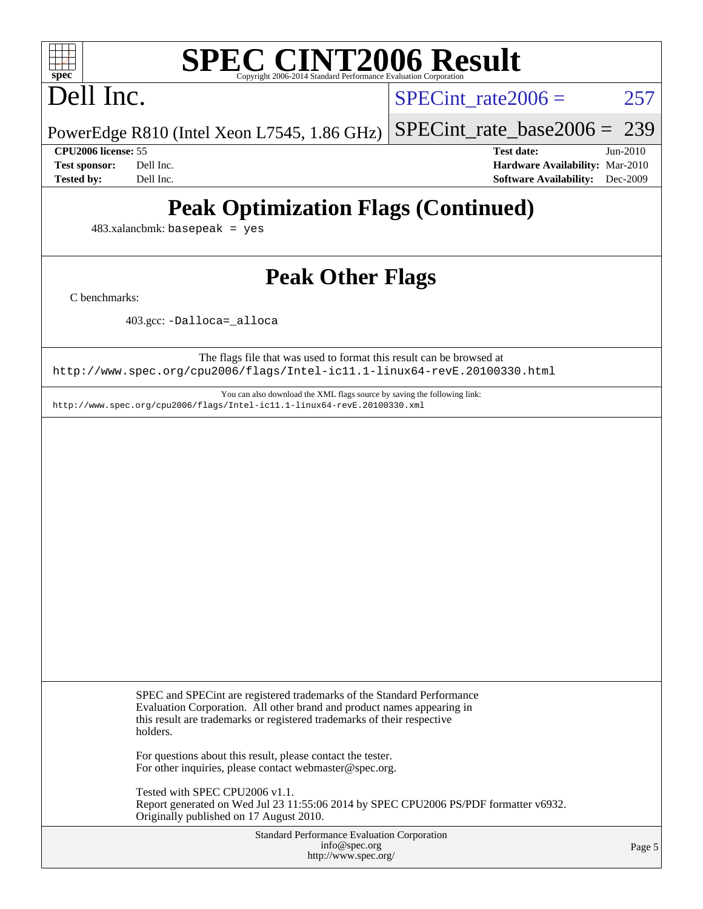# Peak Optimization Flags (Continued)

483.xalancbmk: basepeak = yes

# Peak Other Flags

C benchmarks:

403.gcc: -Dalloca=_alloca

The flags file that was used to format this result can be browsed at
http://www.spec.org/cpu2006/flags/Intel-ic11.1-linux64-revE.20100330.html

You can also download the XML flags source by saving the following link:
http://www.spec.org/cpu2006/flags/Intel-ic11.1-linux64-revE.20100330.xml

SPEC and SPECint are registered trademarks of the Standard Performance Evaluation Corporation. All other brand and product names appearing in this result are trademarks or registered trademarks of their respective holders.

For questions about this result, please contact the tester.
For other inquiries, please contact webmaster@spec.org.

Tested with SPEC CPU2006 v1.1.
Report generated on Wed Jul 23 11:55:06 2014 by SPEC CPU2006 PS/PDF formatter v6932.
Originally published on 17 August 2010.